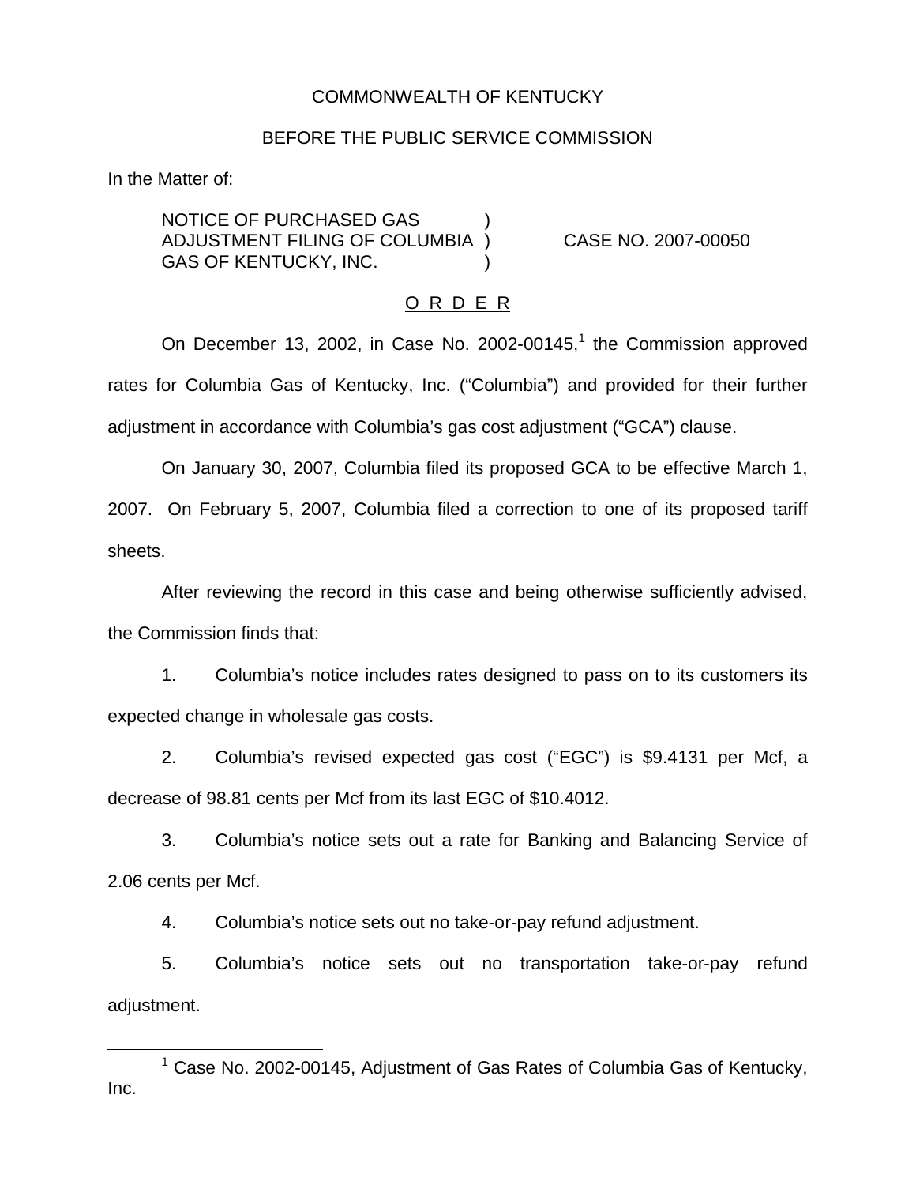COMMONWEALTH OF KENTUCKY

BEFORE THE PUBLIC SERVICE COMMISSION

In the Matter of:

NOTICE OF PURCHASED GAS ADJUSTMENT FILING OF COLUMBIA GAS OF KENTUCKY, INC. ) CASE NO. 2007-00050

O R D E R

On December 13, 2002, in Case No. 2002-00145,[1] the Commission approved rates for Columbia Gas of Kentucky, Inc. ("Columbia") and provided for their further adjustment in accordance with Columbia's gas cost adjustment ("GCA") clause.

On January 30, 2007, Columbia filed its proposed GCA to be effective March 1, 2007. On February 5, 2007, Columbia filed a correction to one of its proposed tariff sheets.

After reviewing the record in this case and being otherwise sufficiently advised, the Commission finds that:

1. Columbia's notice includes rates designed to pass on to its customers its expected change in wholesale gas costs.

2. Columbia's revised expected gas cost ("EGC") is $9.4131 per Mcf, a decrease of 98.81 cents per Mcf from its last EGC of $10.4012.

3. Columbia's notice sets out a rate for Banking and Balancing Service of 2.06 cents per Mcf.

4. Columbia's notice sets out no take-or-pay refund adjustment.

5. Columbia's notice sets out no transportation take-or-pay refund adjustment.

[1] Case No. 2002-00145, Adjustment of Gas Rates of Columbia Gas of Kentucky, Inc.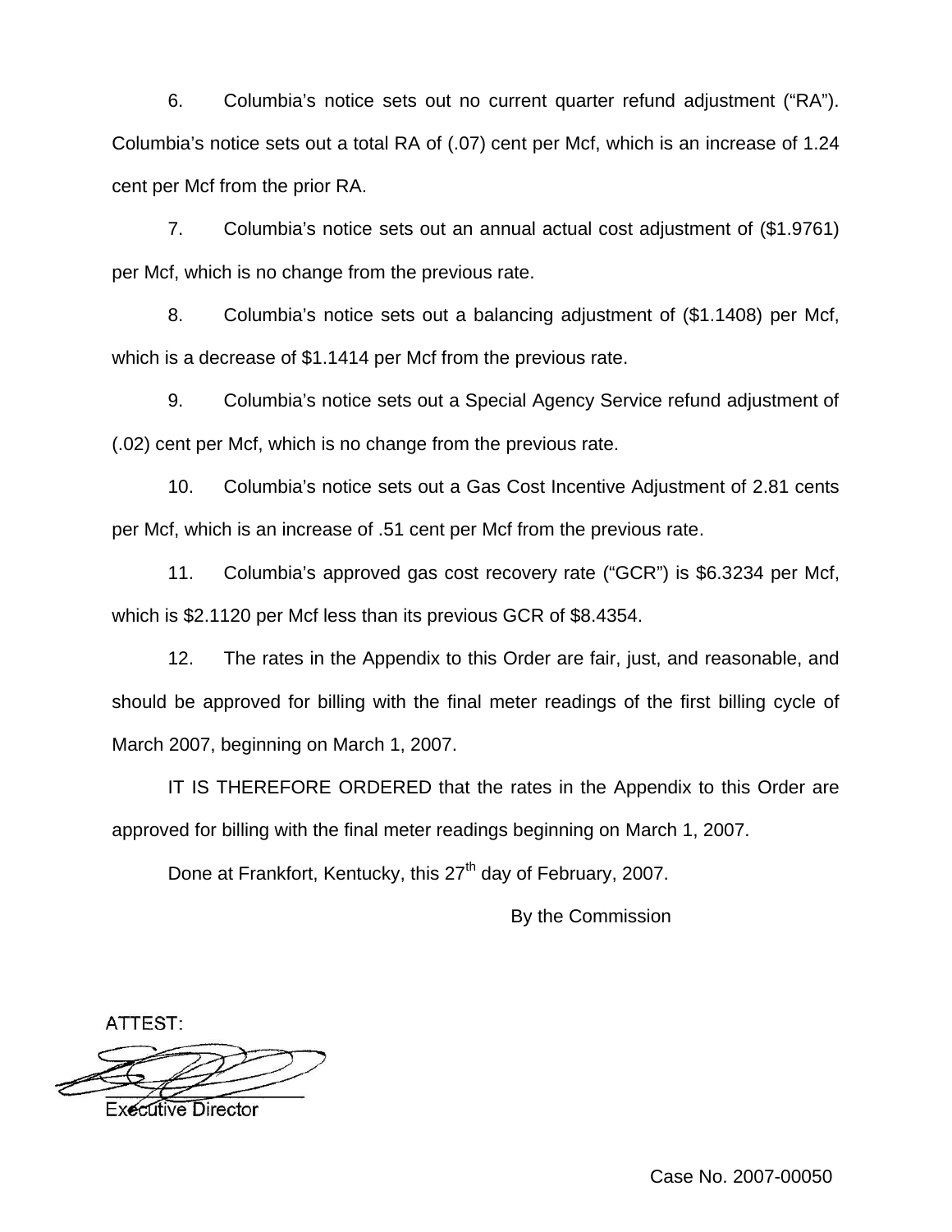6. Columbia's notice sets out no current quarter refund adjustment ("RA"). Columbia's notice sets out a total RA of (.07) cent per Mcf, which is an increase of 1.24 cent per Mcf from the prior RA.

7. Columbia's notice sets out an annual actual cost adjustment of ($1.9761) per Mcf, which is no change from the previous rate.

8. Columbia's notice sets out a balancing adjustment of ($1.1408) per Mcf, which is a decrease of $1.1414 per Mcf from the previous rate.

9. Columbia's notice sets out a Special Agency Service refund adjustment of (.02) cent per Mcf, which is no change from the previous rate.

10. Columbia's notice sets out a Gas Cost Incentive Adjustment of 2.81 cents per Mcf, which is an increase of .51 cent per Mcf from the previous rate.

11. Columbia's approved gas cost recovery rate ("GCR") is $6.3234 per Mcf, which is $2.1120 per Mcf less than its previous GCR of $8.4354.

12. The rates in the Appendix to this Order are fair, just, and reasonable, and should be approved for billing with the final meter readings of the first billing cycle of March 2007, beginning on March 1, 2007.

IT IS THEREFORE ORDERED that the rates in the Appendix to this Order are approved for billing with the final meter readings beginning on March 1, 2007.

Done at Frankfort, Kentucky, this 27th day of February, 2007.

By the Commission

ATTEST:

Executive Director

Case No. 2007-00050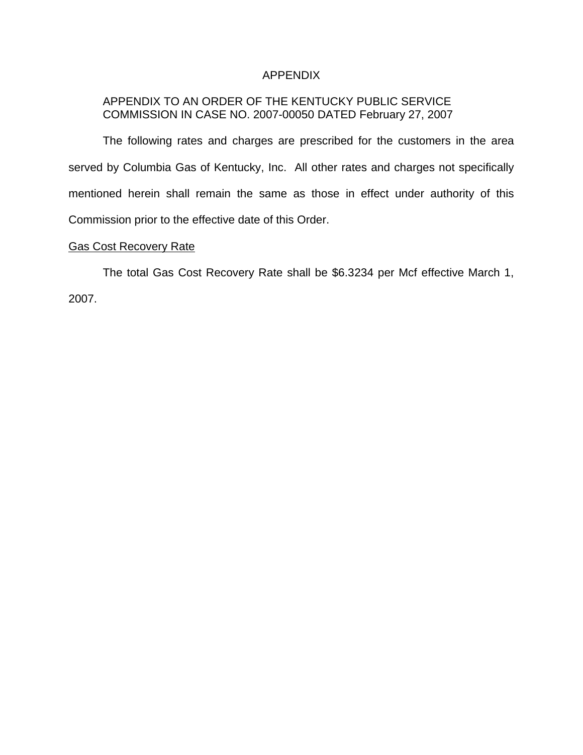# APPENDIX

APPENDIX TO AN ORDER OF THE KENTUCKY PUBLIC SERVICE COMMISSION IN CASE NO. 2007-00050 DATED February 27, 2007

The following rates and charges are prescribed for the customers in the area served by Columbia Gas of Kentucky, Inc. All other rates and charges not specifically mentioned herein shall remain the same as those in effect under authority of this Commission prior to the effective date of this Order.

Gas Cost Recovery Rate

The total Gas Cost Recovery Rate shall be $6.3234 per Mcf effective March 1, 2007.